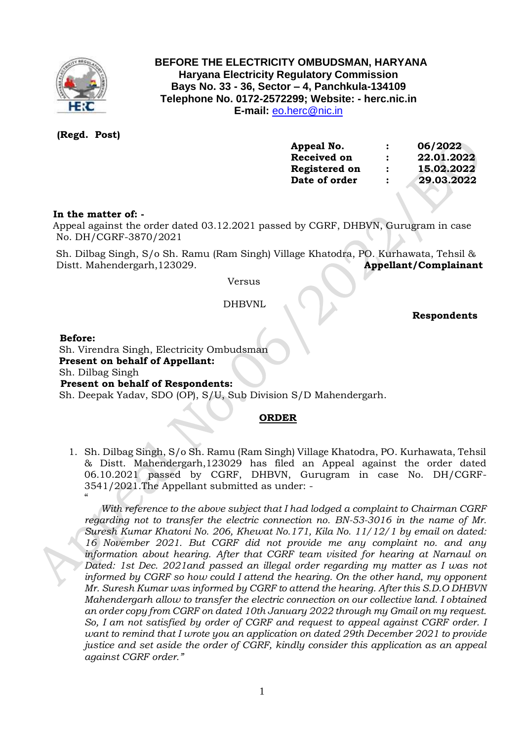**BEFORE THE ELECTRICITY OMBUDSMAN, HARYANA**
**Haryana Electricity Regulatory Commission**
**Bays No. 33 - 36, Sector – 4, Panchkula-134109**
**Telephone No. 0172-2572299; Website: - herc.nic.in**
**E-mail:** eo.herc@nic.in

**(Regd. Post)**

| | | |
|---|---|---|
| **Appeal No.** | **:** | **06/2022** |
| **Received on** | **:** | **22.01.2022** |
| **Registered on** | **:** | **15.02.2022** |
| **Date of order** | **:** | **29.03.2022** |

**In the matter of: -**
Appeal against the order dated 03.12.2021 passed by CGRF, DHBVN, Gurugram in case No. DH/CGRF-3870/2021

Sh. Dilbag Singh, S/o Sh. Ramu (Ram Singh) Village Khatodra, PO. Kurhawata, Tehsil & Distt. Mahendergarh,123029. **Appellant/Complainant**

Versus

DHBVNL

**Respondents**

**Before:**
Sh. Virendra Singh, Electricity Ombudsman
**Present on behalf of Appellant:**
Sh. Dilbag Singh
**Present on behalf of Respondents:**
Sh. Deepak Yadav, SDO (OP), S/U, Sub Division S/D Mahendergarh.

## ORDER

1. Sh. Dilbag Singh, S/o Sh. Ramu (Ram Singh) Village Khatodra, PO. Kurhawata, Tehsil & Distt. Mahendergarh,123029 has filed an Appeal against the order dated 06.10.2021 passed by CGRF, DHBVN, Gurugram in case No. DH/CGRF-3541/2021.The Appellant submitted as under: -

   "

   *With reference to the above subject that I had lodged a complaint to Chairman CGRF regarding not to transfer the electric connection no. BN-53-3016 in the name of Mr. Suresh Kumar Khatoni No. 206, Khewat No.171, Kila No. 11/12/1 by email on dated: 16 November 2021. But CGRF did not provide me any complaint no. and any information about hearing. After that CGRF team visited for hearing at Narnaul on Dated: 1st Dec. 2021and passed an illegal order regarding my matter as I was not informed by CGRF so how could I attend the hearing. On the other hand, my opponent Mr. Suresh Kumar was informed by CGRF to attend the hearing. After this S.D.O DHBVN Mahendergarh allow to transfer the electric connection on our collective land. I obtained an order copy from CGRF on dated 10th January 2022 through my Gmail on my request. So, I am not satisfied by order of CGRF and request to appeal against CGRF order. I want to remind that I wrote you an application on dated 29th December 2021 to provide justice and set aside the order of CGRF, kindly consider this application as an appeal against CGRF order."*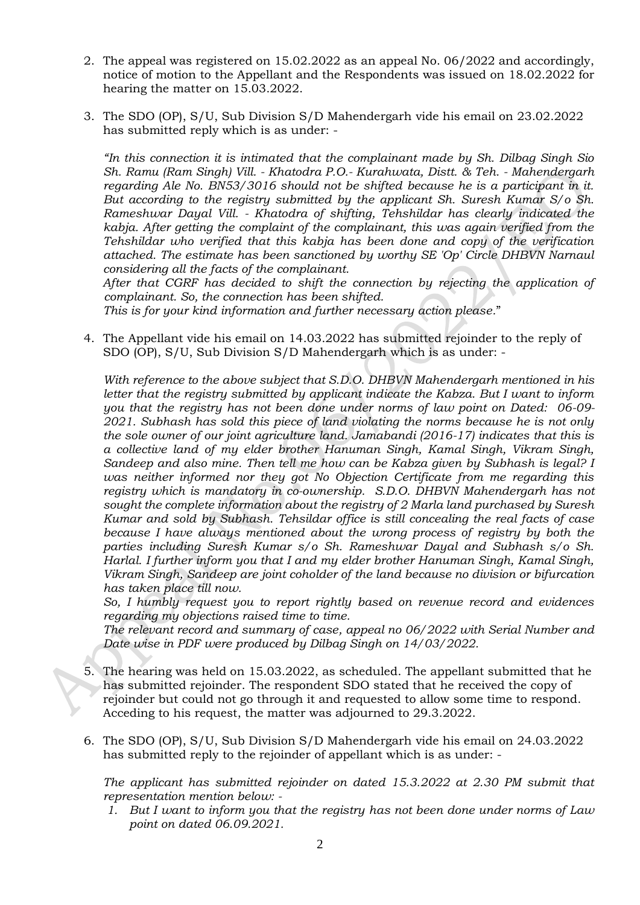2. The appeal was registered on 15.02.2022 as an appeal No. 06/2022 and accordingly, notice of motion to the Appellant and the Respondents was issued on 18.02.2022 for hearing the matter on 15.03.2022.

3. The SDO (OP), S/U, Sub Division S/D Mahendergarh vide his email on 23.02.2022 has submitted reply which is as under: -

   *"In this connection it is intimated that the complainant made by Sh. Dilbag Singh Sio Sh. Ramu (Ram Singh) Vill. - Khatodra P.O.- Kurahwata, Distt. & Teh. - Mahendergarh regarding Ale No. BN53/3016 should not be shifted because he is a participant in it. But according to the registry submitted by the applicant Sh. Suresh Kumar S/o Sh. Rameshwar Dayal Vill. - Khatodra of shifting, Tehshildar has clearly indicated the kabja. After getting the complaint of the complainant, this was again verified from the Tehshildar who verified that this kabja has been done and copy of the verification attached. The estimate has been sanctioned by worthy SE 'Op' Circle DHBVN Narnaul considering all the facts of the complainant.*
   *After that CGRF has decided to shift the connection by rejecting the application of complainant. So, the connection has been shifted.*
   *This is for your kind information and further necessary action please."*

4. The Appellant vide his email on 14.03.2022 has submitted rejoinder to the reply of SDO (OP), S/U, Sub Division S/D Mahendergarh which is as under: -

   *With reference to the above subject that S.D.O. DHBVN Mahendergarh mentioned in his letter that the registry submitted by applicant indicate the Kabza. But I want to inform you that the registry has not been done under norms of law point on Dated: 06-09-2021. Subhash has sold this piece of land violating the norms because he is not only the sole owner of our joint agriculture land. Jamabandi (2016-17) indicates that this is a collective land of my elder brother Hanuman Singh, Kamal Singh, Vikram Singh, Sandeep and also mine. Then tell me how can be Kabza given by Subhash is legal? I was neither informed nor they got No Objection Certificate from me regarding this registry which is mandatory in co-ownership. S.D.O. DHBVN Mahendergarh has not sought the complete information about the registry of 2 Marla land purchased by Suresh Kumar and sold by Subhash. Tehsildar office is still concealing the real facts of case because I have always mentioned about the wrong process of registry by both the parties including Suresh Kumar s/o Sh. Rameshwar Dayal and Subhash s/o Sh. Harlal. I further inform you that I and my elder brother Hanuman Singh, Kamal Singh, Vikram Singh, Sandeep are joint coholder of the land because no division or bifurcation has taken place till now.*
   *So, I humbly request you to report rightly based on revenue record and evidences regarding my objections raised time to time.*
   *The relevant record and summary of case, appeal no 06/2022 with Serial Number and Date wise in PDF were produced by Dilbag Singh on 14/03/2022.*

5. The hearing was held on 15.03.2022, as scheduled. The appellant submitted that he has submitted rejoinder. The respondent SDO stated that he received the copy of rejoinder but could not go through it and requested to allow some time to respond. Acceding to his request, the matter was adjourned to 29.3.2022.

6. The SDO (OP), S/U, Sub Division S/D Mahendergarh vide his email on 24.03.2022 has submitted reply to the rejoinder of appellant which is as under: -

   *The applicant has submitted rejoinder on dated 15.3.2022 at 2.30 PM submit that representation mention below: -*

   1. *But I want to inform you that the registry has not been done under norms of Law point on dated 06.09.2021.*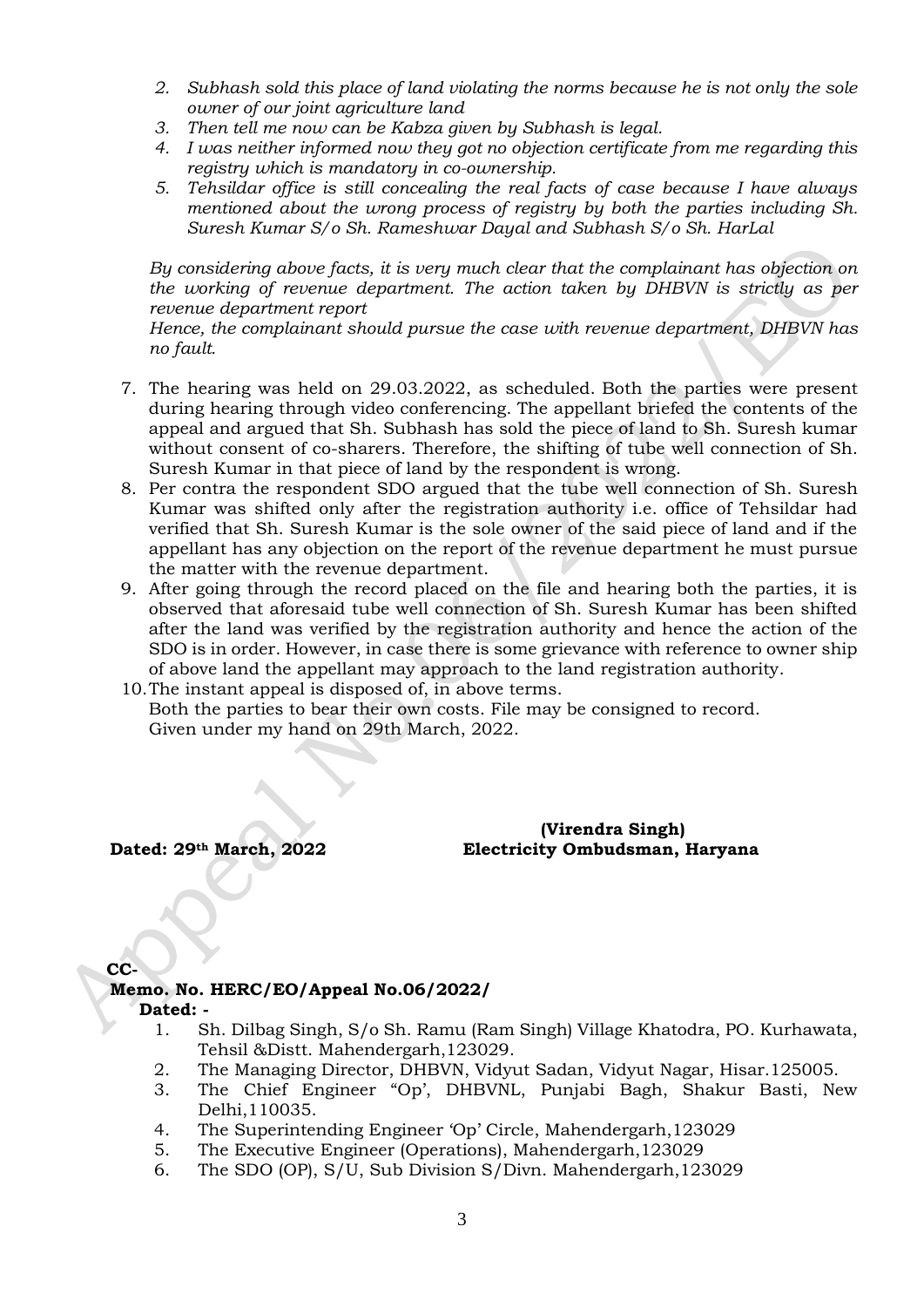2. *Subhash sold this place of land violating the norms because he is not only the sole owner of our joint agriculture land*
3. *Then tell me now can be Kabza given by Subhash is legal.*
4. *I was neither informed now they got no objection certificate from me regarding this registry which is mandatory in co-ownership.*
5. *Tehsildar office is still concealing the real facts of case because I have always mentioned about the wrong process of registry by both the parties including Sh. Suresh Kumar S/o Sh. Rameshwar Dayal and Subhash S/o Sh. HarLal*

*By considering above facts, it is very much clear that the complainant has objection on the working of revenue department. The action taken by DHBVN is strictly as per revenue department report*

*Hence, the complainant should pursue the case with revenue department, DHBVN has no fault.*

7. The hearing was held on 29.03.2022, as scheduled. Both the parties were present during hearing through video conferencing. The appellant briefed the contents of the appeal and argued that Sh. Subhash has sold the piece of land to Sh. Suresh kumar without consent of co-sharers. Therefore, the shifting of tube well connection of Sh. Suresh Kumar in that piece of land by the respondent is wrong.
8. Per contra the respondent SDO argued that the tube well connection of Sh. Suresh Kumar was shifted only after the registration authority i.e. office of Tehsildar had verified that Sh. Suresh Kumar is the sole owner of the said piece of land and if the appellant has any objection on the report of the revenue department he must pursue the matter with the revenue department.
9. After going through the record placed on the file and hearing both the parties, it is observed that aforesaid tube well connection of Sh. Suresh Kumar has been shifted after the land was verified by the registration authority and hence the action of the SDO is in order. However, in case there is some grievance with reference to owner ship of above land the appellant may approach to the land registration authority.
10. The instant appeal is disposed of, in above terms.
 Both the parties to bear their own costs. File may be consigned to record.
 Given under my hand on 29th March, 2022.

**(Virendra Singh)**
**Electricity Ombudsman, Haryana**

**Dated: 29th March, 2022**

**CC-**
**Memo. No. HERC/EO/Appeal No.06/2022/**
**Dated: -**

1. Sh. Dilbag Singh, S/o Sh. Ramu (Ram Singh) Village Khatodra, PO. Kurhawata, Tehsil &Distt. Mahendergarh,123029.
2. The Managing Director, DHBVN, Vidyut Sadan, Vidyut Nagar, Hisar.125005.
3. The Chief Engineer "Op', DHBVNL, Punjabi Bagh, Shakur Basti, New Delhi,110035.
4. The Superintending Engineer 'Op' Circle, Mahendergarh,123029
5. The Executive Engineer (Operations), Mahendergarh,123029
6. The SDO (OP), S/U, Sub Division S/Divn. Mahendergarh,123029